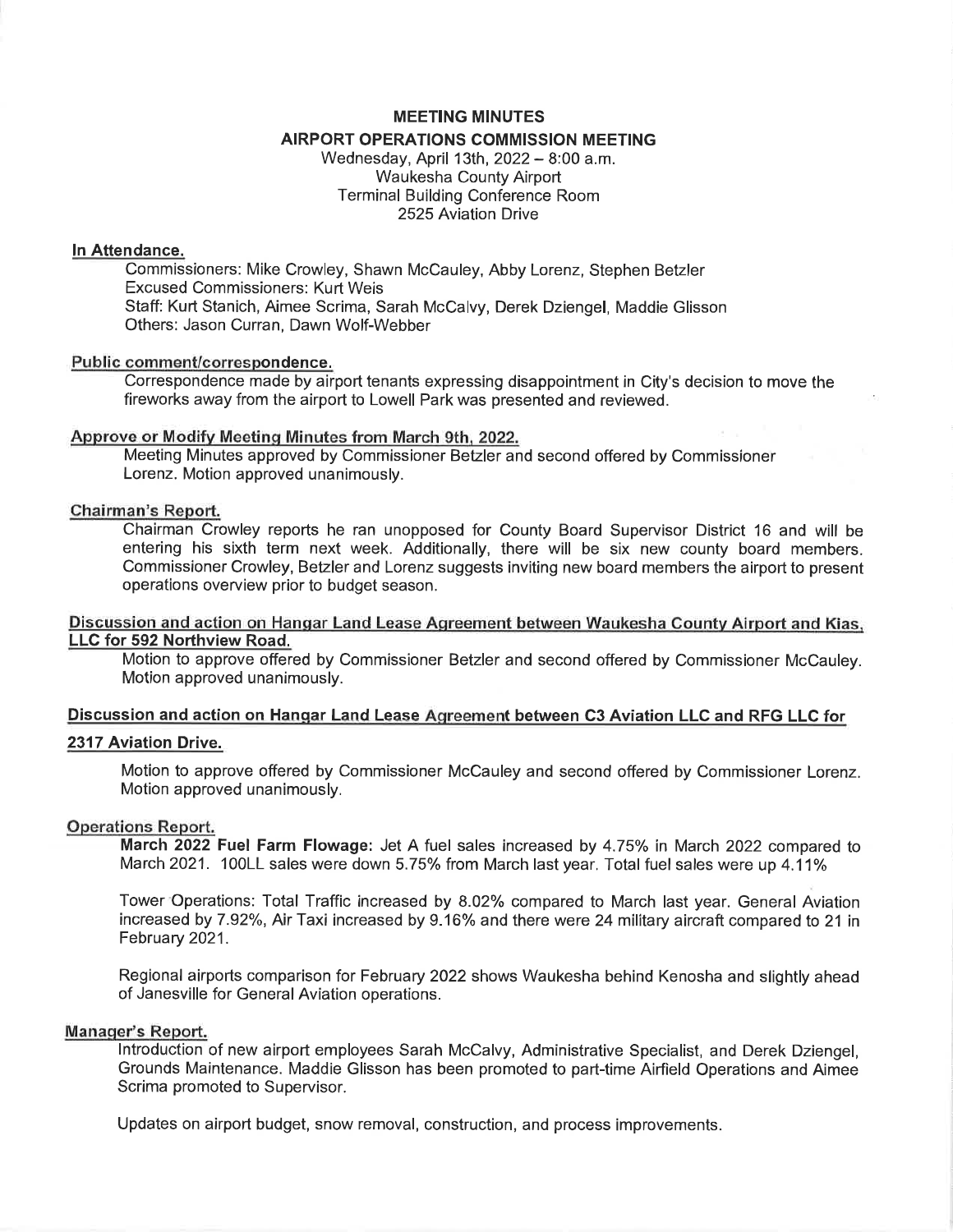# MEETING MINUTES

## AIRPORT OPERATIONS COMMISSION MEETING

Wednesday, April 13th, 2022 – 8:00 a.m.
Waukesha County Airport
Terminal Building Conference Room
2525 Aviation Drive

### In Attendance.

Commissioners: Mike Crowley, Shawn McCauley, Abby Lorenz, Stephen Betzler
Excused Commissioners: Kurt Weis
Staff: Kurt Stanich, Aimee Scrima, Sarah McCalvy, Derek Dziengel, Maddie Glisson
Others: Jason Curran, Dawn Wolf-Webber

### Public comment/correspondence.

Correspondence made by airport tenants expressing disappointment in City's decision to move the fireworks away from the airport to Lowell Park was presented and reviewed.

### Approve or Modify Meeting Minutes from March 9th, 2022.

Meeting Minutes approved by Commissioner Betzler and second offered by Commissioner Lorenz. Motion approved unanimously.

### Chairman's Report.

Chairman Crowley reports he ran unopposed for County Board Supervisor District 16 and will be entering his sixth term next week. Additionally, there will be six new county board members. Commissioner Crowley, Betzler and Lorenz suggests inviting new board members the airport to present operations overview prior to budget season.

### Discussion and action on Hangar Land Lease Agreement between Waukesha County Airport and Kias, LLC for 592 Northview Road.

Motion to approve offered by Commissioner Betzler and second offered by Commissioner McCauley. Motion approved unanimously.

### Discussion and action on Hangar Land Lease Agreement between C3 Aviation LLC and RFG LLC for 2317 Aviation Drive.

Motion to approve offered by Commissioner McCauley and second offered by Commissioner Lorenz. Motion approved unanimously.

### Operations Report.

**March 2022 Fuel Farm Flowage:** Jet A fuel sales increased by 4.75% in March 2022 compared to March 2021. 100LL sales were down 5.75% from March last year. Total fuel sales were up 4.11%

Tower Operations: Total Traffic increased by 8.02% compared to March last year. General Aviation increased by 7.92%, Air Taxi increased by 9.16% and there were 24 military aircraft compared to 21 in February 2021.

Regional airports comparison for February 2022 shows Waukesha behind Kenosha and slightly ahead of Janesville for General Aviation operations.

### Manager's Report.

Introduction of new airport employees Sarah McCalvy, Administrative Specialist, and Derek Dziengel, Grounds Maintenance. Maddie Glisson has been promoted to part-time Airfield Operations and Aimee Scrima promoted to Supervisor.

Updates on airport budget, snow removal, construction, and process improvements.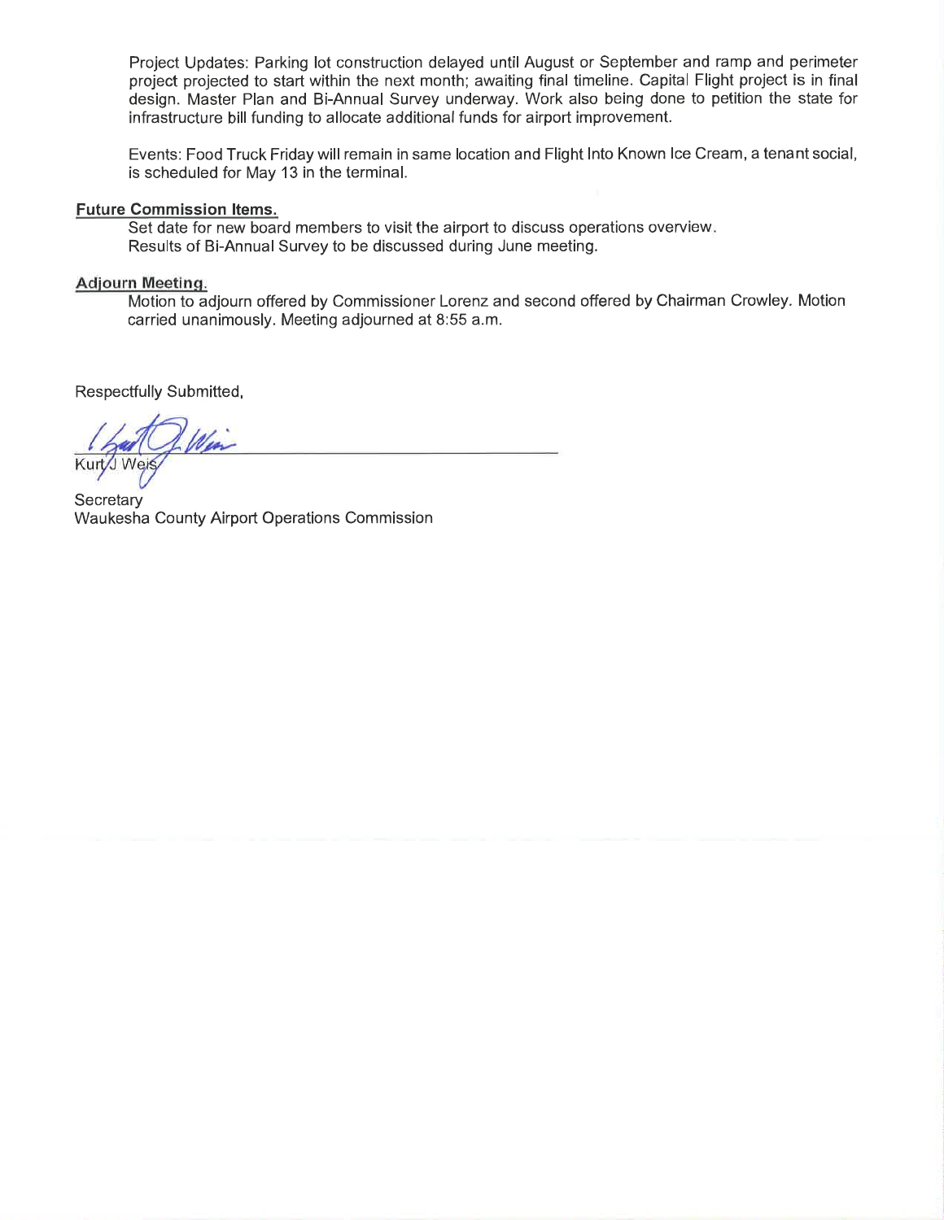Project Updates: Parking lot construction delayed until August or September and ramp and perimeter project projected to start within the next month; awaiting final timeline. Capital Flight project is in final design. Master Plan and Bi-Annual Survey underway. Work also being done to petition the state for infrastructure bill funding to allocate additional funds for airport improvement.

Events: Food Truck Friday will remain in same location and Flight Into Known Ice Cream, a tenant social, is scheduled for May 13 in the terminal.

**Future Commission Items.**

Set date for new board members to visit the airport to discuss operations overview.
Results of Bi-Annual Survey to be discussed during June meeting.

**Adjourn Meeting.**

Motion to adjourn offered by Commissioner Lorenz and second offered by Chairman Crowley. Motion carried unanimously. Meeting adjourned at 8:55 a.m.

Respectfully Submitted,

Kurt J Weis
Secretary
Waukesha County Airport Operations Commission